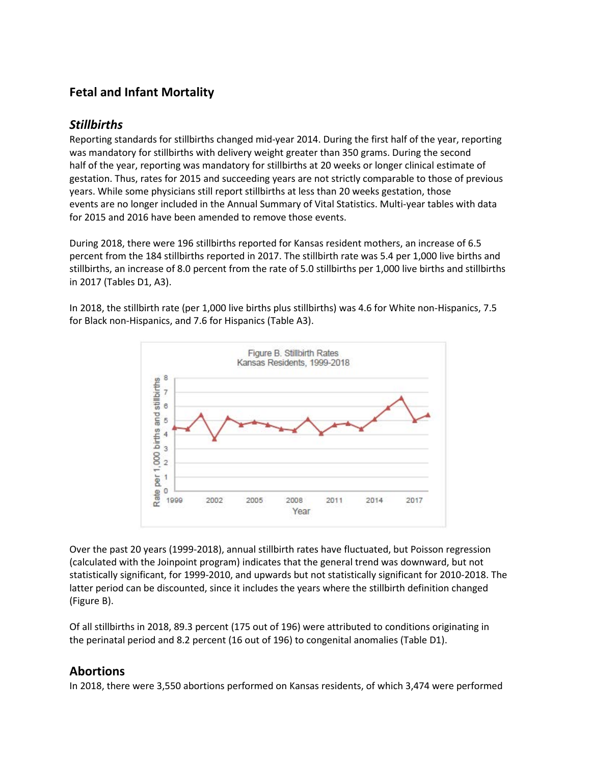# Fetal and Infant Mortality

## *Stillbirths*

Reporting standards for stillbirths changed mid-year 2014. During the first half of the year, reporting was mandatory for stillbirths with delivery weight greater than 350 grams. During the second half of the year, reporting was mandatory for stillbirths at 20 weeks or longer clinical estimate of gestation. Thus, rates for 2015 and succeeding years are not strictly comparable to those of previous years. While some physicians still report stillbirths at less than 20 weeks gestation, those events are no longer included in the Annual Summary of Vital Statistics. Multi-year tables with data for 2015 and 2016 have been amended to remove those events.

During 2018, there were 196 stillbirths reported for Kansas resident mothers, an increase of 6.5 percent from the 184 stillbirths reported in 2017. The stillbirth rate was 5.4 per 1,000 live births and stillbirths, an increase of 8.0 percent from the rate of 5.0 stillbirths per 1,000 live births and stillbirths in 2017 (Tables D1, A3).

In 2018, the stillbirth rate (per 1,000 live births plus stillbirths) was 4.6 for White non-Hispanics, 7.5 for Black non-Hispanics, and 7.6 for Hispanics (Table A3).

Figure B. Stillbirth Rates Kansas Residents, 1999-2018

Over the past 20 years (1999-2018), annual stillbirth rates have fluctuated, but Poisson regression (calculated with the Joinpoint program) indicates that the general trend was downward, but not statistically significant, for 1999-2010, and upwards but not statistically significant for 2010-2018. The latter period can be discounted, since it includes the years where the stillbirth definition changed (Figure B).

Of all stillbirths in 2018, 89.3 percent (175 out of 196) were attributed to conditions originating in the perinatal period and 8.2 percent (16 out of 196) to congenital anomalies (Table D1).

## Abortions

In 2018, there were 3,550 abortions performed on Kansas residents, of which 3,474 were performed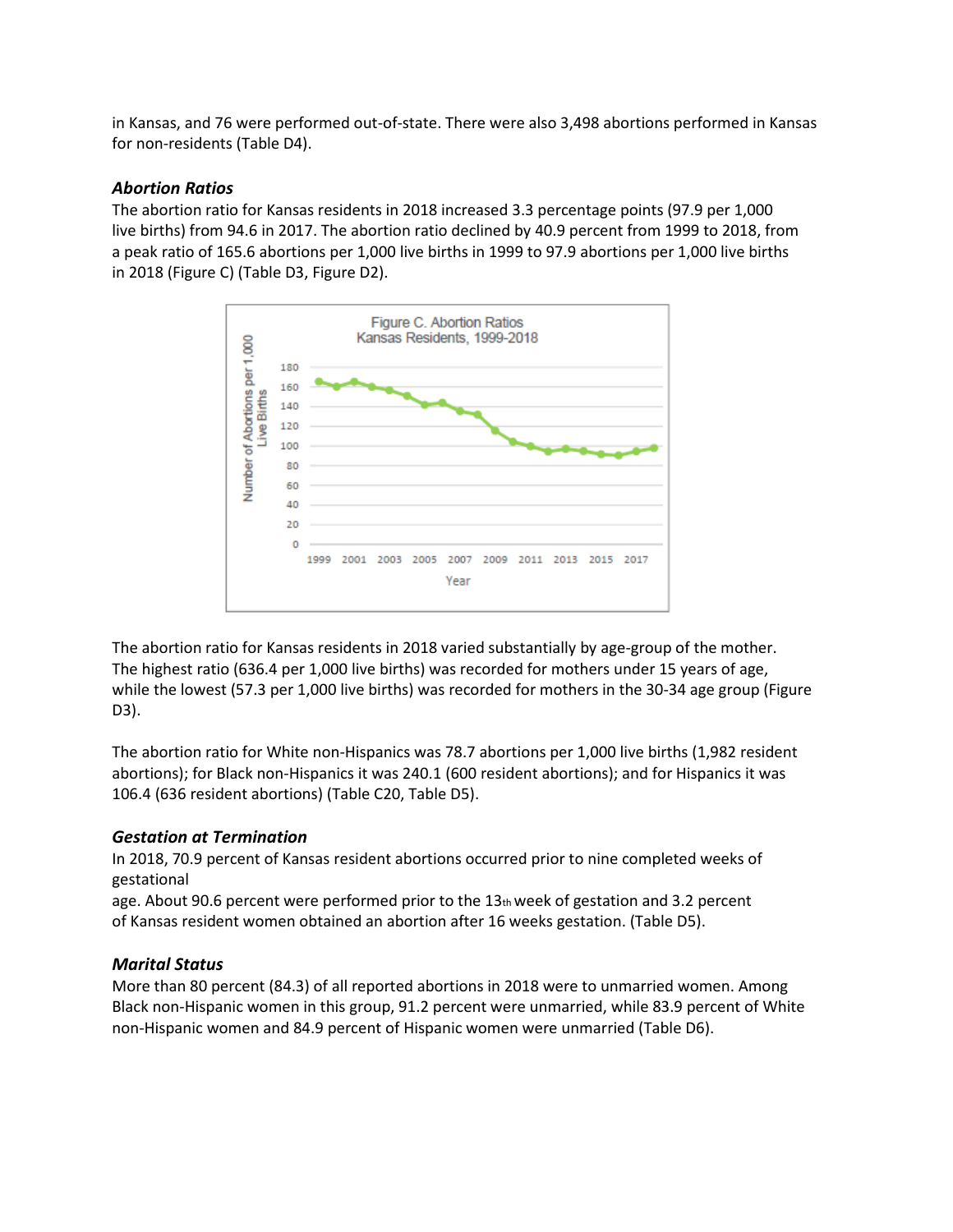in Kansas, and 76 were performed out-of-state. There were also 3,498 abortions performed in Kansas for non-residents (Table D4).

### *Abortion Ratios*

The abortion ratio for Kansas residents in 2018 increased 3.3 percentage points (97.9 per 1,000 live births) from 94.6 in 2017. The abortion ratio declined by 40.9 percent from 1999 to 2018, from a peak ratio of 165.6 abortions per 1,000 live births in 1999 to 97.9 abortions per 1,000 live births in 2018 (Figure C) (Table D3, Figure D2).

The abortion ratio for Kansas residents in 2018 varied substantially by age-group of the mother. The highest ratio (636.4 per 1,000 live births) was recorded for mothers under 15 years of age, while the lowest (57.3 per 1,000 live births) was recorded for mothers in the 30-34 age group (Figure D3).

The abortion ratio for White non-Hispanics was 78.7 abortions per 1,000 live births (1,982 resident abortions); for Black non-Hispanics it was 240.1 (600 resident abortions); and for Hispanics it was 106.4 (636 resident abortions) (Table C20, Table D5).

### *Gestation at Termination*

In 2018, 70.9 percent of Kansas resident abortions occurred prior to nine completed weeks of gestational age. About 90.6 percent were performed prior to the 13th week of gestation and 3.2 percent of Kansas resident women obtained an abortion after 16 weeks gestation. (Table D5).

### *Marital Status*

More than 80 percent (84.3) of all reported abortions in 2018 were to unmarried women. Among Black non-Hispanic women in this group, 91.2 percent were unmarried, while 83.9 percent of White non-Hispanic women and 84.9 percent of Hispanic women were unmarried (Table D6).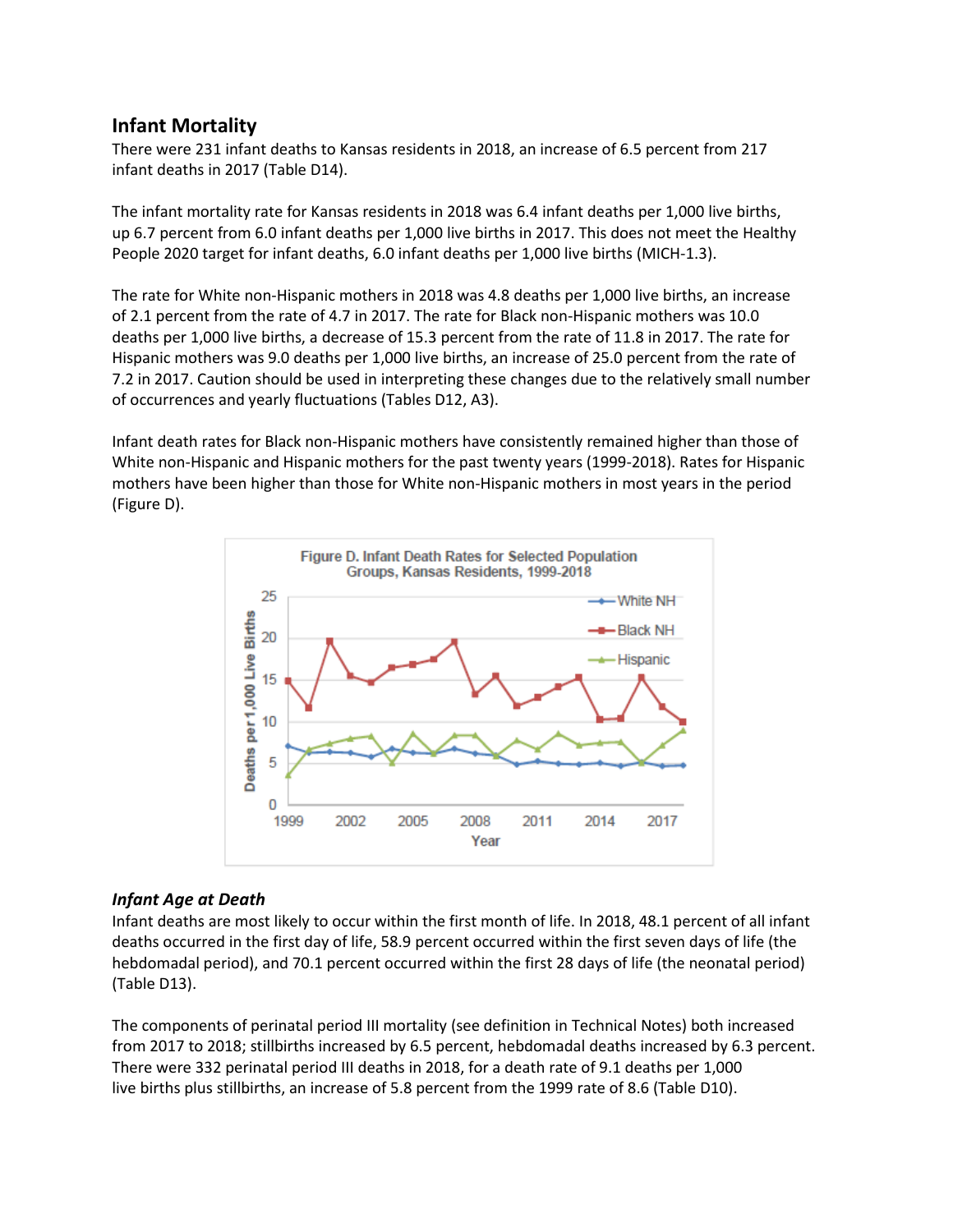## Infant Mortality

There were 231 infant deaths to Kansas residents in 2018, an increase of 6.5 percent from 217 infant deaths in 2017 (Table D14).

The infant mortality rate for Kansas residents in 2018 was 6.4 infant deaths per 1,000 live births, up 6.7 percent from 6.0 infant deaths per 1,000 live births in 2017. This does not meet the Healthy People 2020 target for infant deaths, 6.0 infant deaths per 1,000 live births (MICH-1.3).

The rate for White non-Hispanic mothers in 2018 was 4.8 deaths per 1,000 live births, an increase of 2.1 percent from the rate of 4.7 in 2017. The rate for Black non-Hispanic mothers was 10.0 deaths per 1,000 live births, a decrease of 15.3 percent from the rate of 11.8 in 2017. The rate for Hispanic mothers was 9.0 deaths per 1,000 live births, an increase of 25.0 percent from the rate of 7.2 in 2017. Caution should be used in interpreting these changes due to the relatively small number of occurrences and yearly fluctuations (Tables D12, A3).

Infant death rates for Black non-Hispanic mothers have consistently remained higher than those of White non-Hispanic and Hispanic mothers for the past twenty years (1999-2018). Rates for Hispanic mothers have been higher than those for White non-Hispanic mothers in most years in the period (Figure D).

Figure D. Infant Death Rates for Selected Population Groups, Kansas Residents, 1999-2018

### *Infant Age at Death*

Infant deaths are most likely to occur within the first month of life. In 2018, 48.1 percent of all infant deaths occurred in the first day of life, 58.9 percent occurred within the first seven days of life (the hebdomadal period), and 70.1 percent occurred within the first 28 days of life (the neonatal period) (Table D13).

The components of perinatal period III mortality (see definition in Technical Notes) both increased from 2017 to 2018; stillbirths increased by 6.5 percent, hebdomadal deaths increased by 6.3 percent. There were 332 perinatal period III deaths in 2018, for a death rate of 9.1 deaths per 1,000 live births plus stillbirths, an increase of 5.8 percent from the 1999 rate of 8.6 (Table D10).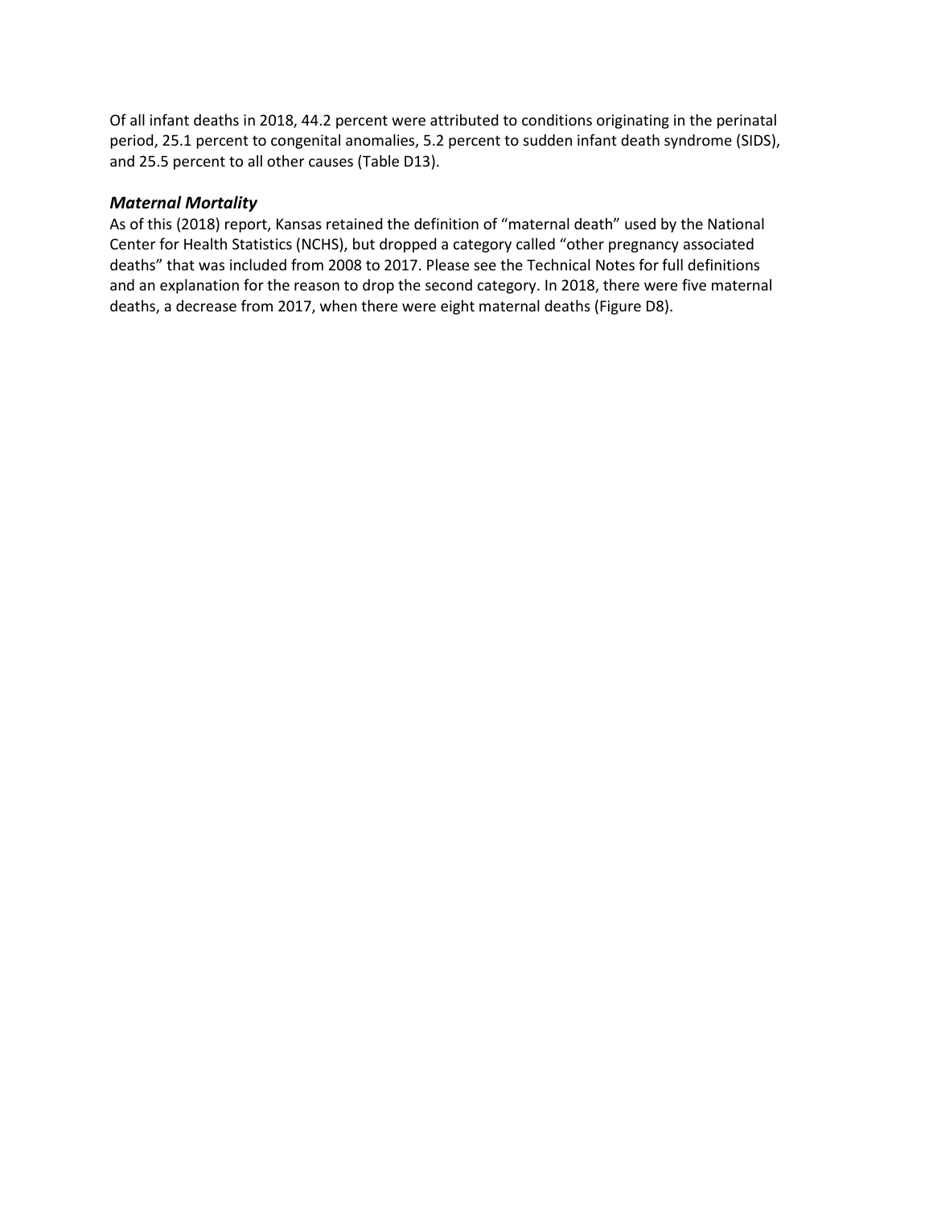Of all infant deaths in 2018, 44.2 percent were attributed to conditions originating in the perinatal period, 25.1 percent to congenital anomalies, 5.2 percent to sudden infant death syndrome (SIDS), and 25.5 percent to all other causes (Table D13).

### *Maternal Mortality*

As of this (2018) report, Kansas retained the definition of "maternal death" used by the National Center for Health Statistics (NCHS), but dropped a category called "other pregnancy associated deaths" that was included from 2008 to 2017. Please see the Technical Notes for full definitions and an explanation for the reason to drop the second category. In 2018, there were five maternal deaths, a decrease from 2017, when there were eight maternal deaths (Figure D8).